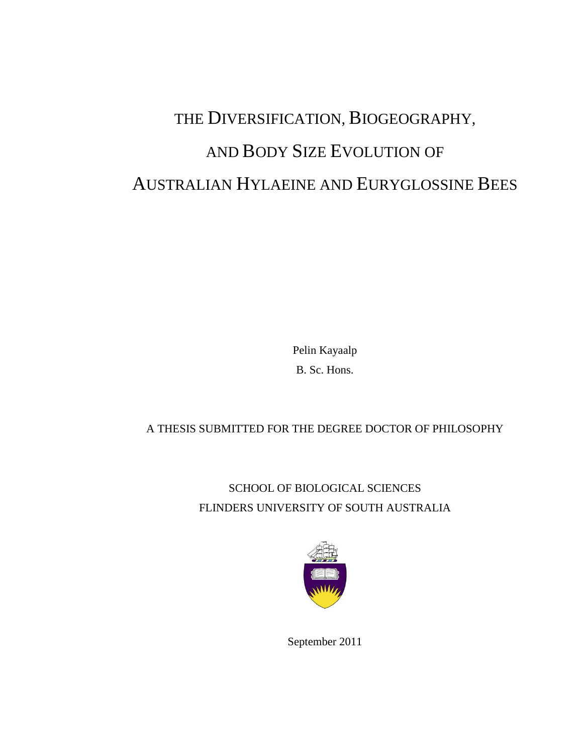# THE DIVERSIFICATION, BIOGEOGRAPHY, AND BODY SIZE EVOLUTION OF AUSTRALIAN HYLAEINE AND EURYGLOSSINE BEES

Pelin Kayaalp

B. Sc. Hons.

A THESIS SUBMITTED FOR THE DEGREE DOCTOR OF PHILOSOPHY

SCHOOL OF BIOLOGICAL SCIENCES

FLINDERS UNIVERSITY OF SOUTH AUSTRALIA

September 2011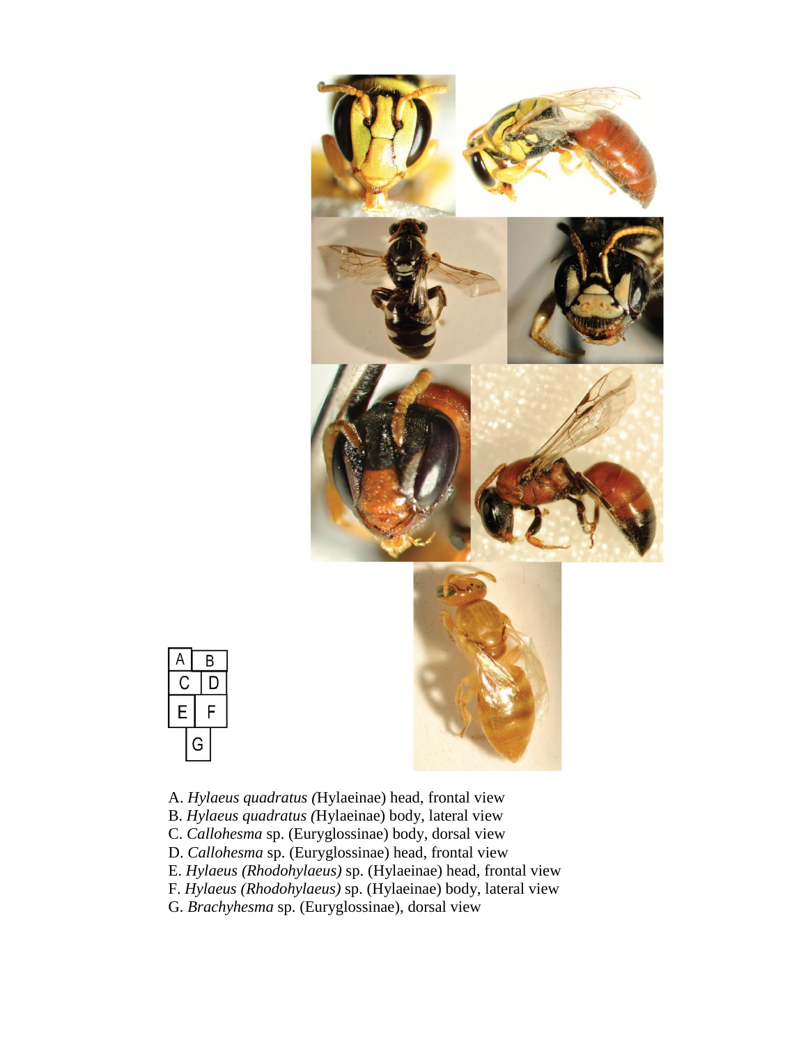A. *Hylaeus quadratus (*Hylaeinae) head, frontal view
B. *Hylaeus quadratus (*Hylaeinae) body, lateral view
C. *Callohesma* sp. (Euryglossinae) body, dorsal view
D. *Callohesma* sp. (Euryglossinae) head, frontal view
E. *Hylaeus (Rhodohylaeus)* sp. (Hylaeinae) head, frontal view
F. *Hylaeus (Rhodohylaeus)* sp. (Hylaeinae) body, lateral view
G. *Brachyhesma* sp. (Euryglossinae), dorsal view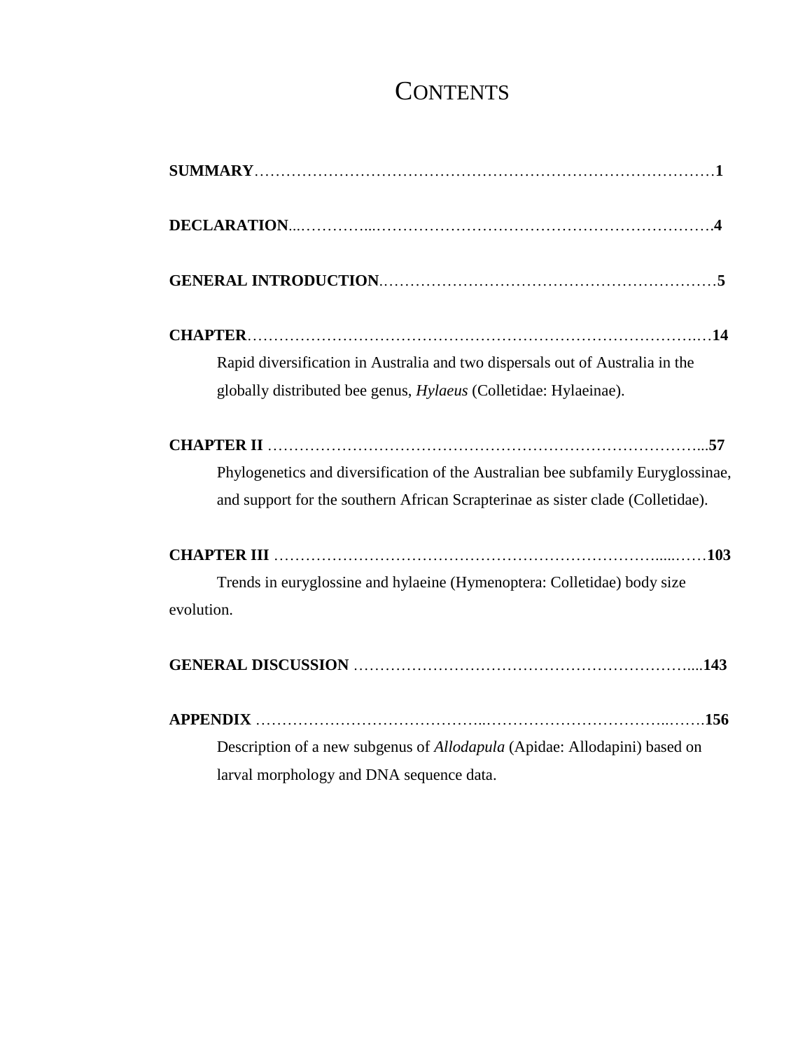# CONTENTS

**SUMMARY**……………………………………………………………………………**1**

**DECLARATION**...…………...………………………………………………………**4**

**GENERAL INTRODUCTION**…………………………………………………………**5**

**CHAPTER**……………………………………………………………………………**14**

Rapid diversification in Australia and two dispersals out of Australia in the globally distributed bee genus, *Hylaeus* (Colletidae: Hylaeinae).

**CHAPTER II** ……………………………………………………………………...**57**

Phylogenetics and diversification of the Australian bee subfamily Euryglossinae, and support for the southern African Scrapterinae as sister clade (Colletidae).

**CHAPTER III** …………………………………………………………………....……**103**

Trends in euryglossine and hylaeine (Hymenoptera: Colletidae) body size evolution.

**GENERAL DISCUSSION** ……………………………………………………....**143**

**APPENDIX** …………………………………..……………………………..…….**156**

Description of a new subgenus of *Allodapula* (Apidae: Allodapini) based on larval morphology and DNA sequence data.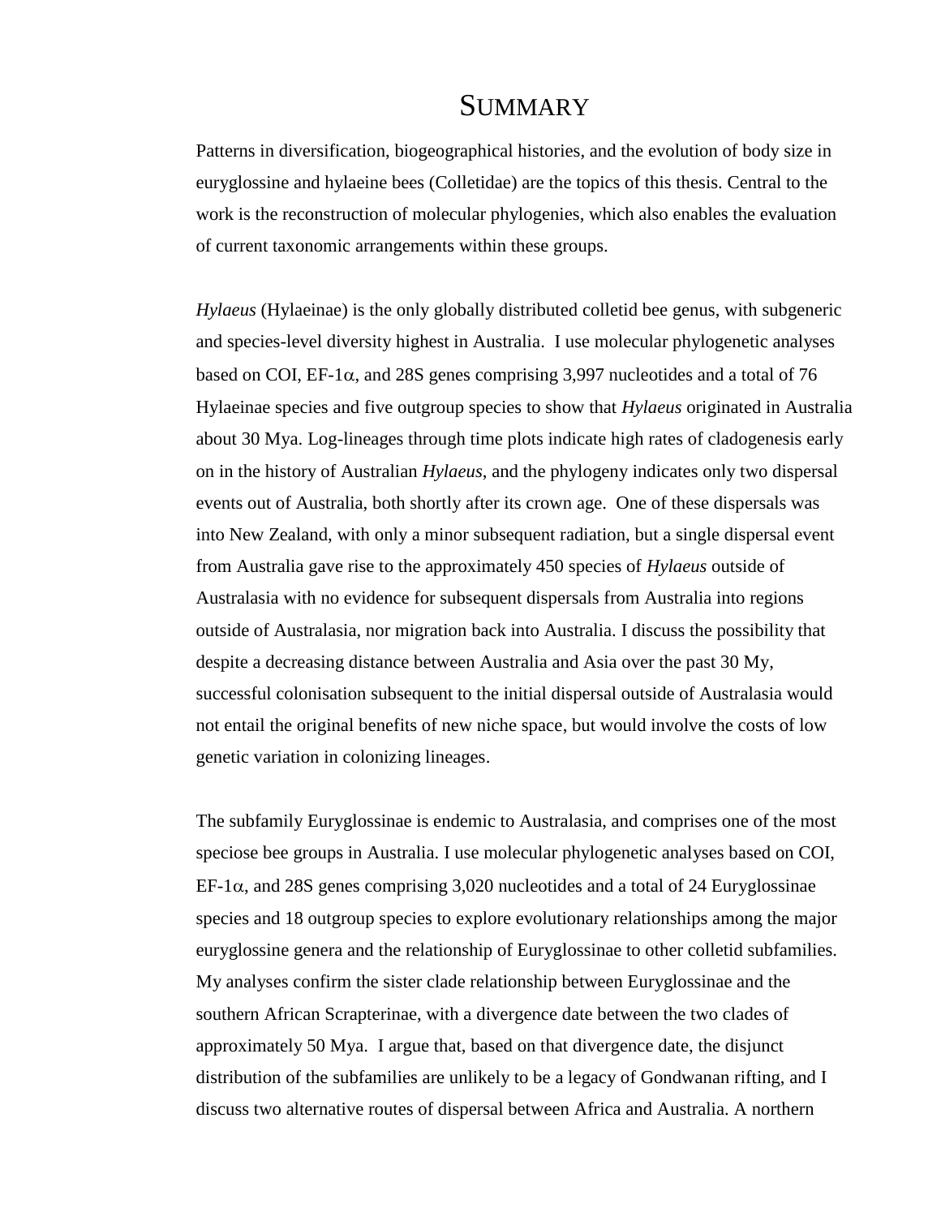# Summary

Patterns in diversification, biogeographical histories, and the evolution of body size in euryglossine and hylaeine bees (Colletidae) are the topics of this thesis. Central to the work is the reconstruction of molecular phylogenies, which also enables the evaluation of current taxonomic arrangements within these groups.

*Hylaeus* (Hylaeinae) is the only globally distributed colletid bee genus, with subgeneric and species-level diversity highest in Australia. I use molecular phylogenetic analyses based on COI, EF-1$\alpha$, and 28S genes comprising 3,997 nucleotides and a total of 76 Hylaeinae species and five outgroup species to show that *Hylaeus* originated in Australia about 30 Mya. Log-lineages through time plots indicate high rates of cladogenesis early on in the history of Australian *Hylaeus*, and the phylogeny indicates only two dispersal events out of Australia, both shortly after its crown age. One of these dispersals was into New Zealand, with only a minor subsequent radiation, but a single dispersal event from Australia gave rise to the approximately 450 species of *Hylaeus* outside of Australasia with no evidence for subsequent dispersals from Australia into regions outside of Australasia, nor migration back into Australia. I discuss the possibility that despite a decreasing distance between Australia and Asia over the past 30 My, successful colonisation subsequent to the initial dispersal outside of Australasia would not entail the original benefits of new niche space, but would involve the costs of low genetic variation in colonizing lineages.

The subfamily Euryglossinae is endemic to Australasia, and comprises one of the most speciose bee groups in Australia. I use molecular phylogenetic analyses based on COI, EF-1$\alpha$, and 28S genes comprising 3,020 nucleotides and a total of 24 Euryglossinae species and 18 outgroup species to explore evolutionary relationships among the major euryglossine genera and the relationship of Euryglossinae to other colletid subfamilies. My analyses confirm the sister clade relationship between Euryglossinae and the southern African Scrapterinae, with a divergence date between the two clades of approximately 50 Mya. I argue that, based on that divergence date, the disjunct distribution of the subfamilies are unlikely to be a legacy of Gondwanan rifting, and I discuss two alternative routes of dispersal between Africa and Australia. A northern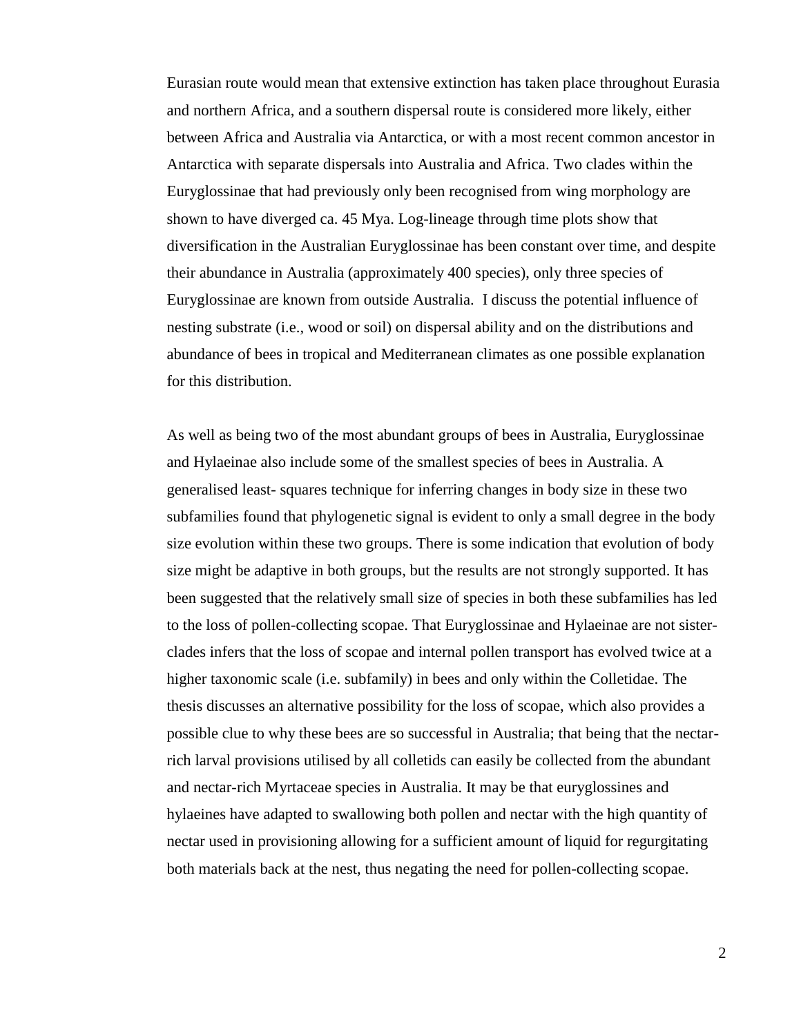Eurasian route would mean that extensive extinction has taken place throughout Eurasia and northern Africa, and a southern dispersal route is considered more likely, either between Africa and Australia via Antarctica, or with a most recent common ancestor in Antarctica with separate dispersals into Australia and Africa. Two clades within the Euryglossinae that had previously only been recognised from wing morphology are shown to have diverged ca. 45 Mya. Log-lineage through time plots show that diversification in the Australian Euryglossinae has been constant over time, and despite their abundance in Australia (approximately 400 species), only three species of Euryglossinae are known from outside Australia. I discuss the potential influence of nesting substrate (i.e., wood or soil) on dispersal ability and on the distributions and abundance of bees in tropical and Mediterranean climates as one possible explanation for this distribution.

As well as being two of the most abundant groups of bees in Australia, Euryglossinae and Hylaeinae also include some of the smallest species of bees in Australia. A generalised least- squares technique for inferring changes in body size in these two subfamilies found that phylogenetic signal is evident to only a small degree in the body size evolution within these two groups. There is some indication that evolution of body size might be adaptive in both groups, but the results are not strongly supported. It has been suggested that the relatively small size of species in both these subfamilies has led to the loss of pollen-collecting scopae. That Euryglossinae and Hylaeinae are not sister-clades infers that the loss of scopae and internal pollen transport has evolved twice at a higher taxonomic scale (i.e. subfamily) in bees and only within the Colletidae. The thesis discusses an alternative possibility for the loss of scopae, which also provides a possible clue to why these bees are so successful in Australia; that being that the nectar-rich larval provisions utilised by all colletids can easily be collected from the abundant and nectar-rich Myrtaceae species in Australia. It may be that euryglossines and hylaeines have adapted to swallowing both pollen and nectar with the high quantity of nectar used in provisioning allowing for a sufficient amount of liquid for regurgitating both materials back at the nest, thus negating the need for pollen-collecting scopae.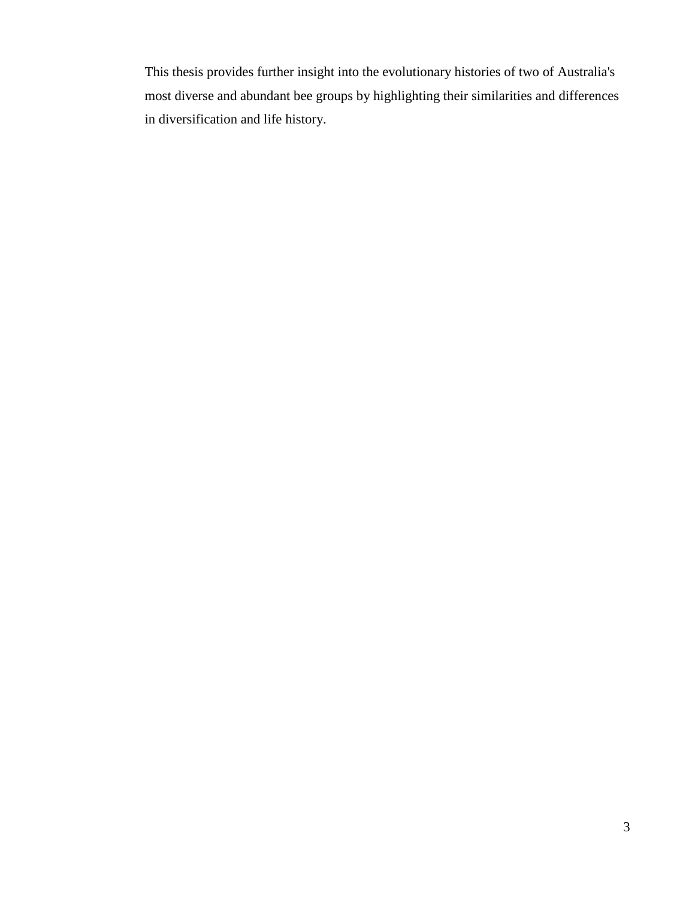This thesis provides further insight into the evolutionary histories of two of Australia's most diverse and abundant bee groups by highlighting their similarities and differences in diversification and life history.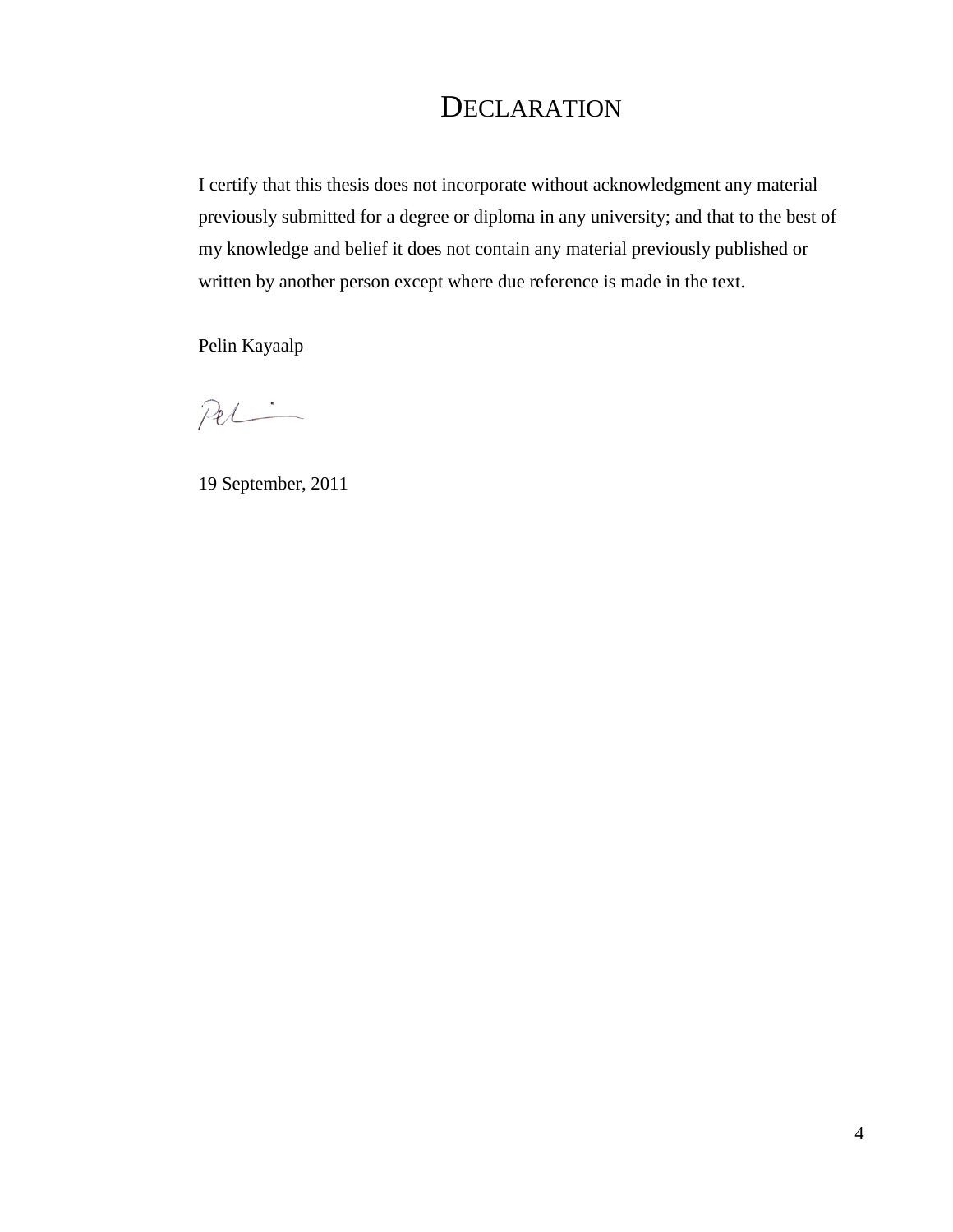# DECLARATION

I certify that this thesis does not incorporate without acknowledgment any material previously submitted for a degree or diploma in any university; and that to the best of my knowledge and belief it does not contain any material previously published or written by another person except where due reference is made in the text.

Pelin Kayaalp

19 September, 2011